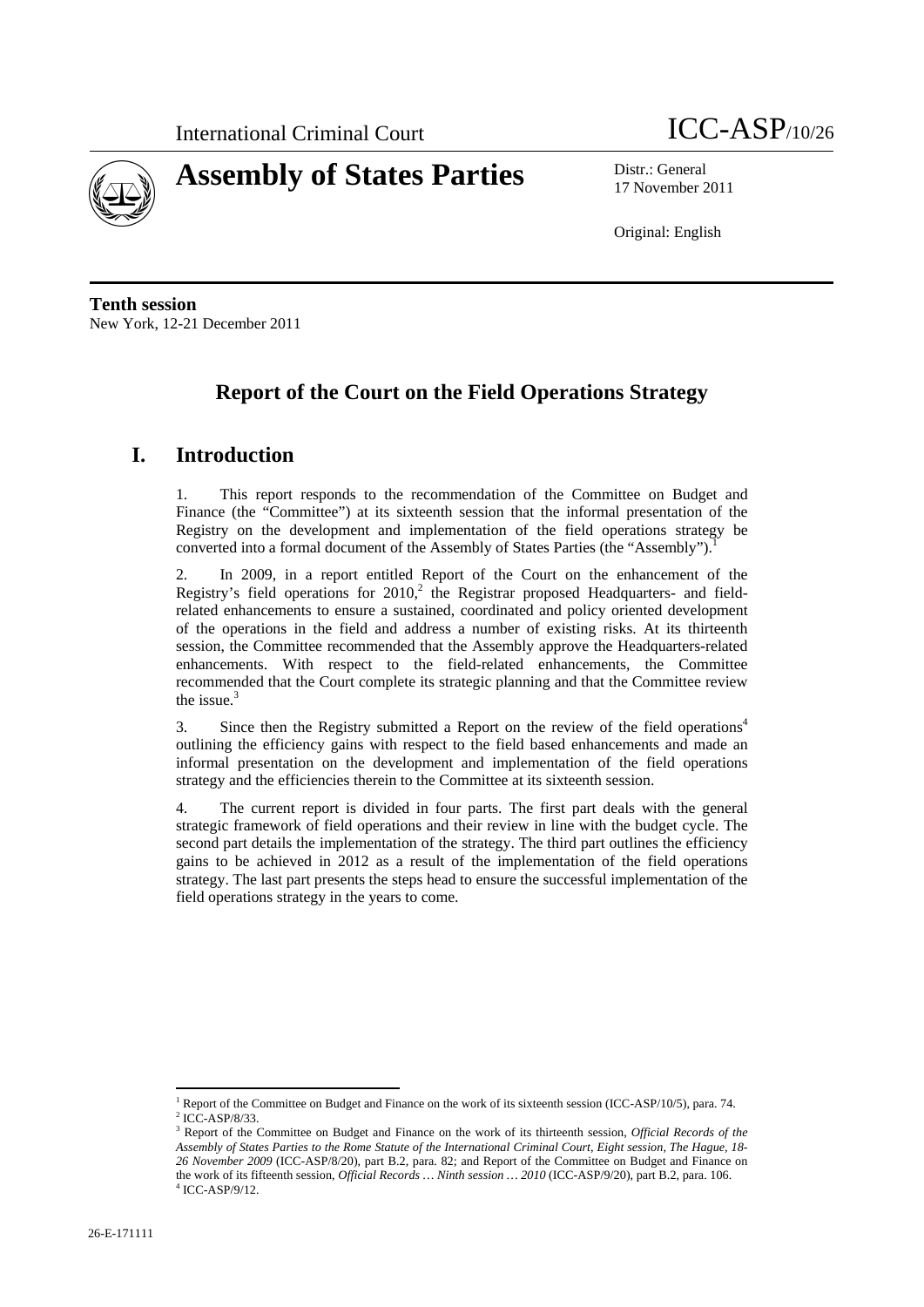International Criminal Court ICC-ASP/10/26

# Assembly of States Parties

Distr.: General
17 November 2011

Original: English

**Tenth session**
New York, 12-21 December 2011

## Report of the Court on the Field Operations Strategy

## I. Introduction

1. This report responds to the recommendation of the Committee on Budget and Finance (the "Committee") at its sixteenth session that the informal presentation of the Registry on the development and implementation of the field operations strategy be converted into a formal document of the Assembly of States Parties (the "Assembly").[1]

2. In 2009, in a report entitled Report of the Court on the enhancement of the Registry's field operations for 2010,[2] the Registrar proposed Headquarters- and field-related enhancements to ensure a sustained, coordinated and policy oriented development of the operations in the field and address a number of existing risks. At its thirteenth session, the Committee recommended that the Assembly approve the Headquarters-related enhancements. With respect to the field-related enhancements, the Committee recommended that the Court complete its strategic planning and that the Committee review the issue.[3]

3. Since then the Registry submitted a Report on the review of the field operations[4] outlining the efficiency gains with respect to the field based enhancements and made an informal presentation on the development and implementation of the field operations strategy and the efficiencies therein to the Committee at its sixteenth session.

4. The current report is divided in four parts. The first part deals with the general strategic framework of field operations and their review in line with the budget cycle. The second part details the implementation of the strategy. The third part outlines the efficiency gains to be achieved in 2012 as a result of the implementation of the field operations strategy. The last part presents the steps head to ensure the successful implementation of the field operations strategy in the years to come.

---

[1] Report of the Committee on Budget and Finance on the work of its sixteenth session (ICC-ASP/10/5), para. 74.
[2] ICC-ASP/8/33.
[3] Report of the Committee on Budget and Finance on the work of its thirteenth session, *Official Records of the Assembly of States Parties to the Rome Statute of the International Criminal Court, Eight session, The Hague, 18-26 November 2009* (ICC-ASP/8/20), part B.2, para. 82; and Report of the Committee on Budget and Finance on the work of its fifteenth session, *Official Records … Ninth session … 2010* (ICC-ASP/9/20), part B.2, para. 106.
[4] ICC-ASP/9/12.

26-E-171111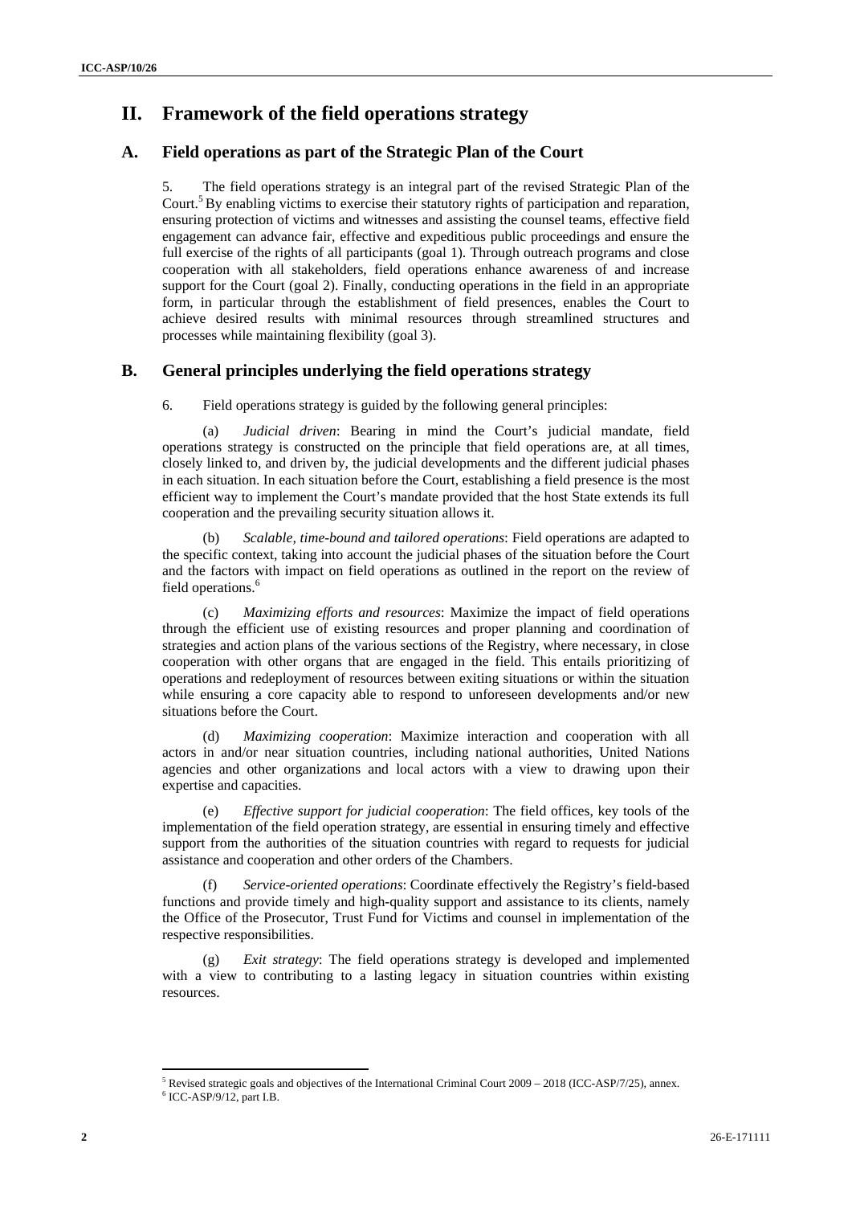# II. Framework of the field operations strategy

## A. Field operations as part of the Strategic Plan of the Court

5. The field operations strategy is an integral part of the revised Strategic Plan of the Court.[5] By enabling victims to exercise their statutory rights of participation and reparation, ensuring protection of victims and witnesses and assisting the counsel teams, effective field engagement can advance fair, effective and expeditious public proceedings and ensure the full exercise of the rights of all participants (goal 1). Through outreach programs and close cooperation with all stakeholders, field operations enhance awareness of and increase support for the Court (goal 2). Finally, conducting operations in the field in an appropriate form, in particular through the establishment of field presences, enables the Court to achieve desired results with minimal resources through streamlined structures and processes while maintaining flexibility (goal 3).

## B. General principles underlying the field operations strategy

6. Field operations strategy is guided by the following general principles:

(a) *Judicial driven*: Bearing in mind the Court's judicial mandate, field operations strategy is constructed on the principle that field operations are, at all times, closely linked to, and driven by, the judicial developments and the different judicial phases in each situation. In each situation before the Court, establishing a field presence is the most efficient way to implement the Court's mandate provided that the host State extends its full cooperation and the prevailing security situation allows it.

(b) *Scalable, time-bound and tailored operations*: Field operations are adapted to the specific context, taking into account the judicial phases of the situation before the Court and the factors with impact on field operations as outlined in the report on the review of field operations.[6]

(c) *Maximizing efforts and resources*: Maximize the impact of field operations through the efficient use of existing resources and proper planning and coordination of strategies and action plans of the various sections of the Registry, where necessary, in close cooperation with other organs that are engaged in the field. This entails prioritizing of operations and redeployment of resources between exiting situations or within the situation while ensuring a core capacity able to respond to unforeseen developments and/or new situations before the Court.

(d) *Maximizing cooperation*: Maximize interaction and cooperation with all actors in and/or near situation countries, including national authorities, United Nations agencies and other organizations and local actors with a view to drawing upon their expertise and capacities.

(e) *Effective support for judicial cooperation*: The field offices, key tools of the implementation of the field operation strategy, are essential in ensuring timely and effective support from the authorities of the situation countries with regard to requests for judicial assistance and cooperation and other orders of the Chambers.

(f) *Service-oriented operations*: Coordinate effectively the Registry's field-based functions and provide timely and high-quality support and assistance to its clients, namely the Office of the Prosecutor, Trust Fund for Victims and counsel in implementation of the respective responsibilities.

(g) *Exit strategy*: The field operations strategy is developed and implemented with a view to contributing to a lasting legacy in situation countries within existing resources.

---

[5] Revised strategic goals and objectives of the International Criminal Court 2009 – 2018 (ICC-ASP/7/25), annex.

[6] ICC-ASP/9/12, part I.B.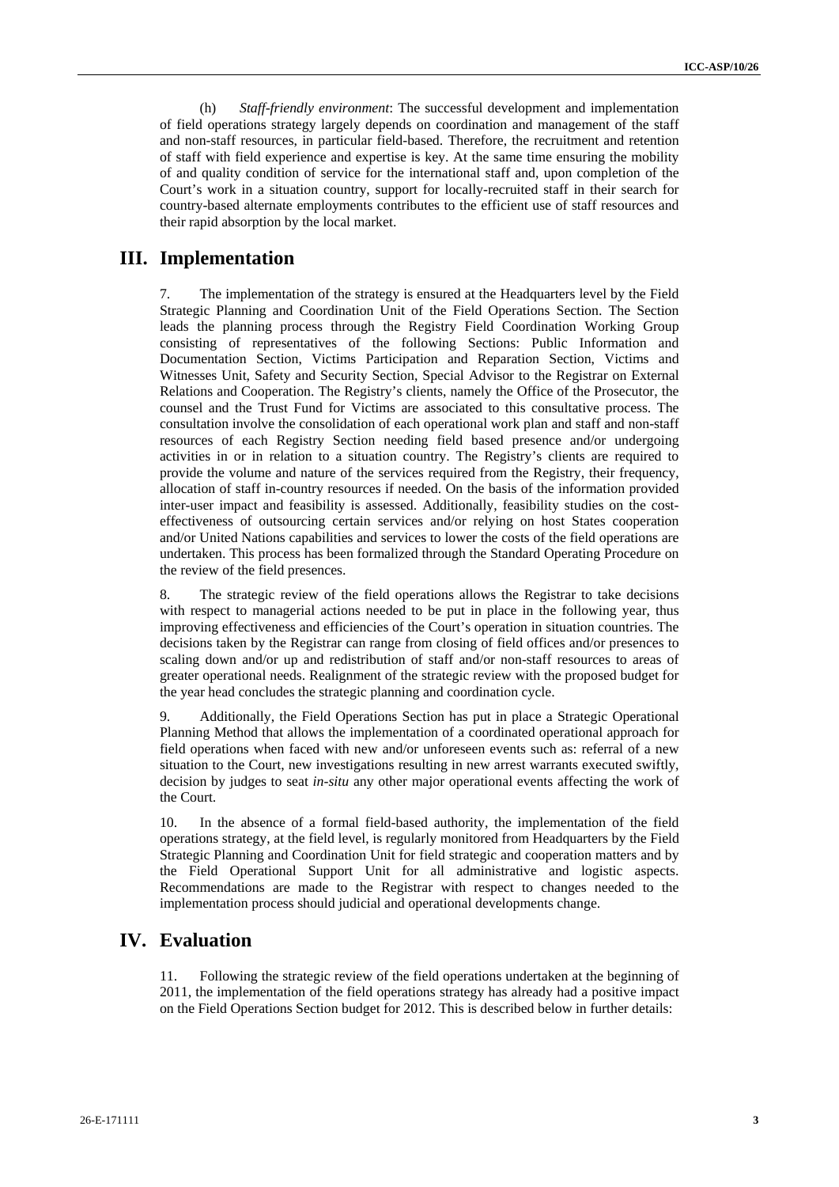(h) *Staff-friendly environment*: The successful development and implementation of field operations strategy largely depends on coordination and management of the staff and non-staff resources, in particular field-based. Therefore, the recruitment and retention of staff with field experience and expertise is key. At the same time ensuring the mobility of and quality condition of service for the international staff and, upon completion of the Court's work in a situation country, support for locally-recruited staff in their search for country-based alternate employments contributes to the efficient use of staff resources and their rapid absorption by the local market.

# III. Implementation

7. The implementation of the strategy is ensured at the Headquarters level by the Field Strategic Planning and Coordination Unit of the Field Operations Section. The Section leads the planning process through the Registry Field Coordination Working Group consisting of representatives of the following Sections: Public Information and Documentation Section, Victims Participation and Reparation Section, Victims and Witnesses Unit, Safety and Security Section, Special Advisor to the Registrar on External Relations and Cooperation. The Registry's clients, namely the Office of the Prosecutor, the counsel and the Trust Fund for Victims are associated to this consultative process. The consultation involve the consolidation of each operational work plan and staff and non-staff resources of each Registry Section needing field based presence and/or undergoing activities in or in relation to a situation country. The Registry's clients are required to provide the volume and nature of the services required from the Registry, their frequency, allocation of staff in-country resources if needed. On the basis of the information provided inter-user impact and feasibility is assessed. Additionally, feasibility studies on the cost-effectiveness of outsourcing certain services and/or relying on host States cooperation and/or United Nations capabilities and services to lower the costs of the field operations are undertaken. This process has been formalized through the Standard Operating Procedure on the review of the field presences.

8. The strategic review of the field operations allows the Registrar to take decisions with respect to managerial actions needed to be put in place in the following year, thus improving effectiveness and efficiencies of the Court's operation in situation countries. The decisions taken by the Registrar can range from closing of field offices and/or presences to scaling down and/or up and redistribution of staff and/or non-staff resources to areas of greater operational needs. Realignment of the strategic review with the proposed budget for the year head concludes the strategic planning and coordination cycle.

9. Additionally, the Field Operations Section has put in place a Strategic Operational Planning Method that allows the implementation of a coordinated operational approach for field operations when faced with new and/or unforeseen events such as: referral of a new situation to the Court, new investigations resulting in new arrest warrants executed swiftly, decision by judges to seat *in-situ* any other major operational events affecting the work of the Court.

10. In the absence of a formal field-based authority, the implementation of the field operations strategy, at the field level, is regularly monitored from Headquarters by the Field Strategic Planning and Coordination Unit for field strategic and cooperation matters and by the Field Operational Support Unit for all administrative and logistic aspects. Recommendations are made to the Registrar with respect to changes needed to the implementation process should judicial and operational developments change.

# IV. Evaluation

11. Following the strategic review of the field operations undertaken at the beginning of 2011, the implementation of the field operations strategy has already had a positive impact on the Field Operations Section budget for 2012. This is described below in further details: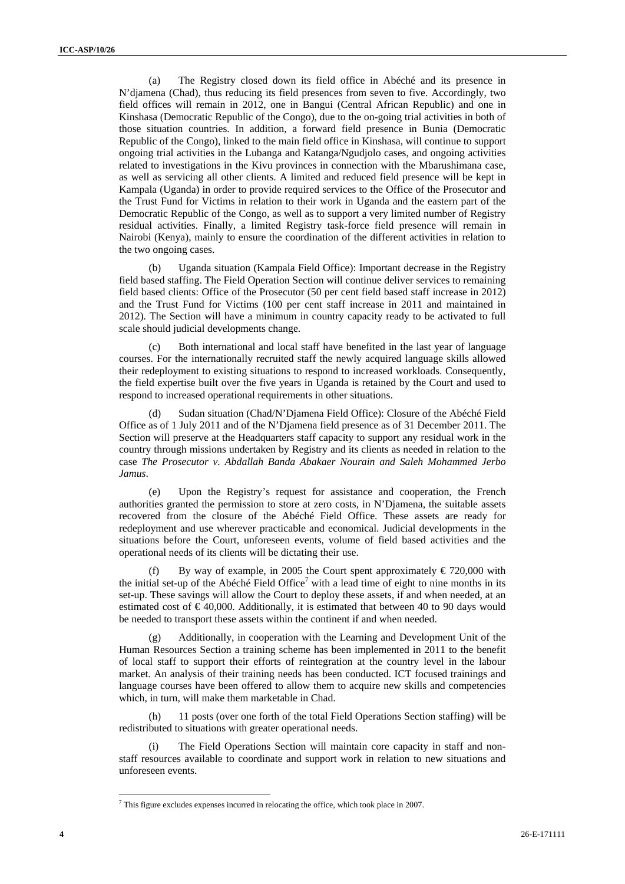(a) The Registry closed down its field office in Abéché and its presence in N'djamena (Chad), thus reducing its field presences from seven to five. Accordingly, two field offices will remain in 2012, one in Bangui (Central African Republic) and one in Kinshasa (Democratic Republic of the Congo), due to the on-going trial activities in both of those situation countries. In addition, a forward field presence in Bunia (Democratic Republic of the Congo), linked to the main field office in Kinshasa, will continue to support ongoing trial activities in the Lubanga and Katanga/Ngudjolo cases, and ongoing activities related to investigations in the Kivu provinces in connection with the Mbarushimana case, as well as servicing all other clients. A limited and reduced field presence will be kept in Kampala (Uganda) in order to provide required services to the Office of the Prosecutor and the Trust Fund for Victims in relation to their work in Uganda and the eastern part of the Democratic Republic of the Congo, as well as to support a very limited number of Registry residual activities. Finally, a limited Registry task-force field presence will remain in Nairobi (Kenya), mainly to ensure the coordination of the different activities in relation to the two ongoing cases.

(b) Uganda situation (Kampala Field Office): Important decrease in the Registry field based staffing. The Field Operation Section will continue deliver services to remaining field based clients: Office of the Prosecutor (50 per cent field based staff increase in 2012) and the Trust Fund for Victims (100 per cent staff increase in 2011 and maintained in 2012). The Section will have a minimum in country capacity ready to be activated to full scale should judicial developments change.

(c) Both international and local staff have benefited in the last year of language courses. For the internationally recruited staff the newly acquired language skills allowed their redeployment to existing situations to respond to increased workloads. Consequently, the field expertise built over the five years in Uganda is retained by the Court and used to respond to increased operational requirements in other situations.

(d) Sudan situation (Chad/N'Djamena Field Office): Closure of the Abéché Field Office as of 1 July 2011 and of the N'Djamena field presence as of 31 December 2011. The Section will preserve at the Headquarters staff capacity to support any residual work in the country through missions undertaken by Registry and its clients as needed in relation to the case *The Prosecutor v. Abdallah Banda Abakaer Nourain and Saleh Mohammed Jerbo Jamus*.

(e) Upon the Registry's request for assistance and cooperation, the French authorities granted the permission to store at zero costs, in N'Djamena, the suitable assets recovered from the closure of the Abéché Field Office. These assets are ready for redeployment and use wherever practicable and economical. Judicial developments in the situations before the Court, unforeseen events, volume of field based activities and the operational needs of its clients will be dictating their use.

(f) By way of example, in 2005 the Court spent approximately € 720,000 with the initial set-up of the Abéché Field Office[7] with a lead time of eight to nine months in its set-up. These savings will allow the Court to deploy these assets, if and when needed, at an estimated cost of € 40,000. Additionally, it is estimated that between 40 to 90 days would be needed to transport these assets within the continent if and when needed.

(g) Additionally, in cooperation with the Learning and Development Unit of the Human Resources Section a training scheme has been implemented in 2011 to the benefit of local staff to support their efforts of reintegration at the country level in the labour market. An analysis of their training needs has been conducted. ICT focused trainings and language courses have been offered to allow them to acquire new skills and competencies which, in turn, will make them marketable in Chad.

(h) 11 posts (over one forth of the total Field Operations Section staffing) will be redistributed to situations with greater operational needs.

(i) The Field Operations Section will maintain core capacity in staff and non-staff resources available to coordinate and support work in relation to new situations and unforeseen events.

---

[7] This figure excludes expenses incurred in relocating the office, which took place in 2007.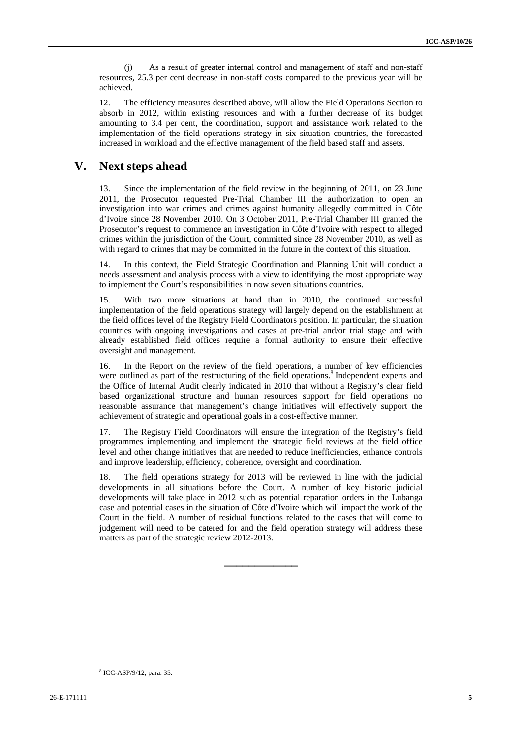(j) As a result of greater internal control and management of staff and non-staff resources, 25.3 per cent decrease in non-staff costs compared to the previous year will be achieved.

12. The efficiency measures described above, will allow the Field Operations Section to absorb in 2012, within existing resources and with a further decrease of its budget amounting to 3.4 per cent, the coordination, support and assistance work related to the implementation of the field operations strategy in six situation countries, the forecasted increased in workload and the effective management of the field based staff and assets.

# V. Next steps ahead

13. Since the implementation of the field review in the beginning of 2011, on 23 June 2011, the Prosecutor requested Pre-Trial Chamber III the authorization to open an investigation into war crimes and crimes against humanity allegedly committed in Côte d'Ivoire since 28 November 2010. On 3 October 2011, Pre-Trial Chamber III granted the Prosecutor's request to commence an investigation in Côte d'Ivoire with respect to alleged crimes within the jurisdiction of the Court, committed since 28 November 2010, as well as with regard to crimes that may be committed in the future in the context of this situation.

14. In this context, the Field Strategic Coordination and Planning Unit will conduct a needs assessment and analysis process with a view to identifying the most appropriate way to implement the Court's responsibilities in now seven situations countries.

15. With two more situations at hand than in 2010, the continued successful implementation of the field operations strategy will largely depend on the establishment at the field offices level of the Registry Field Coordinators position. In particular, the situation countries with ongoing investigations and cases at pre-trial and/or trial stage and with already established field offices require a formal authority to ensure their effective oversight and management.

16. In the Report on the review of the field operations, a number of key efficiencies were outlined as part of the restructuring of the field operations.[8] Independent experts and the Office of Internal Audit clearly indicated in 2010 that without a Registry's clear field based organizational structure and human resources support for field operations no reasonable assurance that management's change initiatives will effectively support the achievement of strategic and operational goals in a cost-effective manner.

17. The Registry Field Coordinators will ensure the integration of the Registry's field programmes implementing and implement the strategic field reviews at the field office level and other change initiatives that are needed to reduce inefficiencies, enhance controls and improve leadership, efficiency, coherence, oversight and coordination.

18. The field operations strategy for 2013 will be reviewed in line with the judicial developments in all situations before the Court. A number of key historic judicial developments will take place in 2012 such as potential reparation orders in the Lubanga case and potential cases in the situation of Côte d'Ivoire which will impact the work of the Court in the field. A number of residual functions related to the cases that will come to judgement will need to be catered for and the field operation strategy will address these matters as part of the strategic review 2012-2013.

---

[8] ICC-ASP/9/12, para. 35.